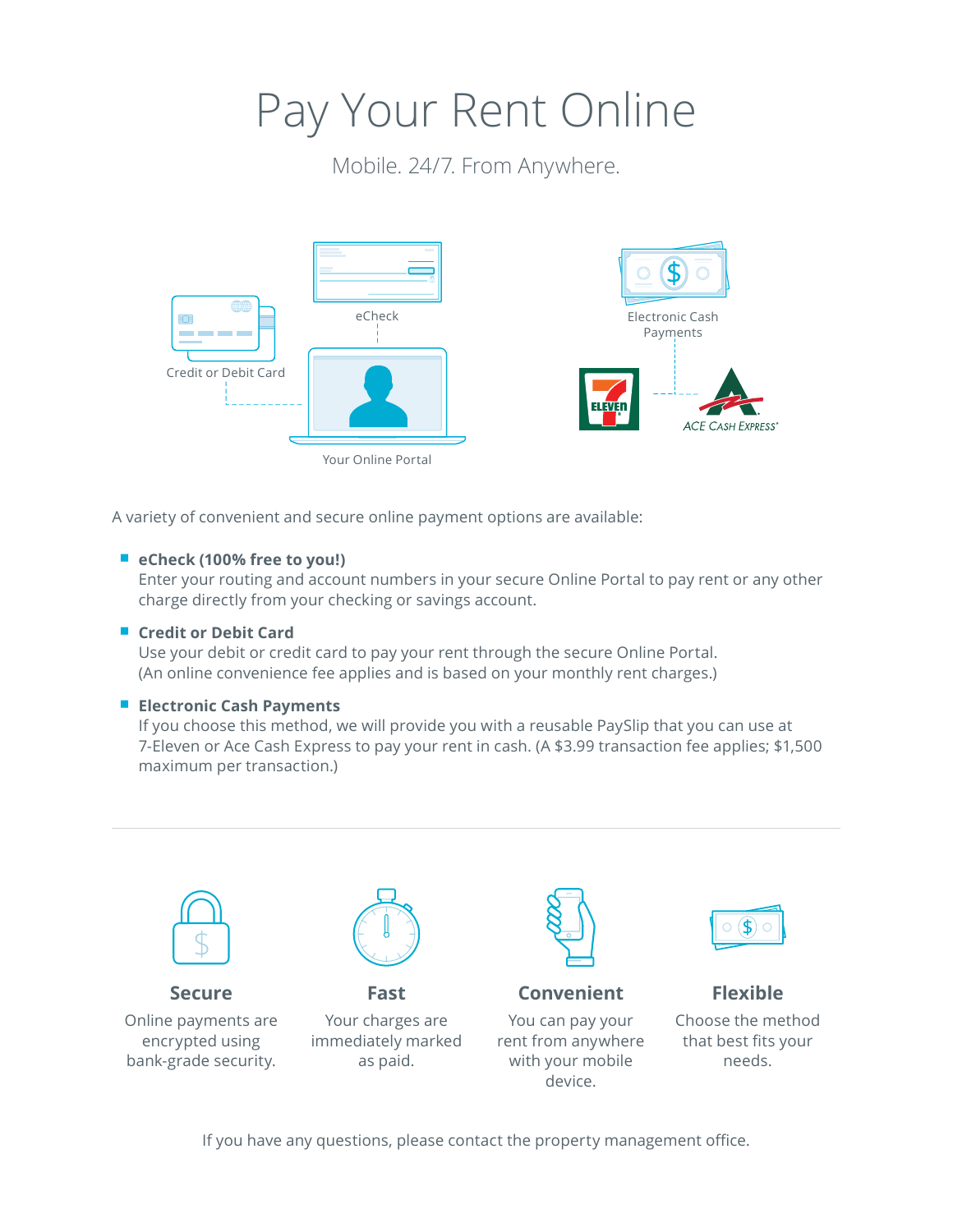# Pay Your Rent Online

Mobile. 24/7. From Anywhere.

eCheck

Credit or Debit Card

Your Online Portal

Electronic Cash Payments

A variety of convenient and secure online payment options are available:

- **eCheck (100% free to you!)**
  Enter your routing and account numbers in your secure Online Portal to pay rent or any other charge directly from your checking or savings account.

- **Credit or Debit Card**
  Use your debit or credit card to pay your rent through the secure Online Portal. (An online convenience fee applies and is based on your monthly rent charges.)

- **Electronic Cash Payments**
  If you choose this method, we will provide you with a reusable PaySlip that you can use at 7-Eleven or Ace Cash Express to pay your rent in cash. (A $3.99 transaction fee applies; $1,500 maximum per transaction.)

---

**Secure**
Online payments are encrypted using bank-grade security.

**Fast**
Your charges are immediately marked as paid.

**Convenient**
You can pay your rent from anywhere with your mobile device.

**Flexible**
Choose the method that best fits your needs.

If you have any questions, please contact the property management office.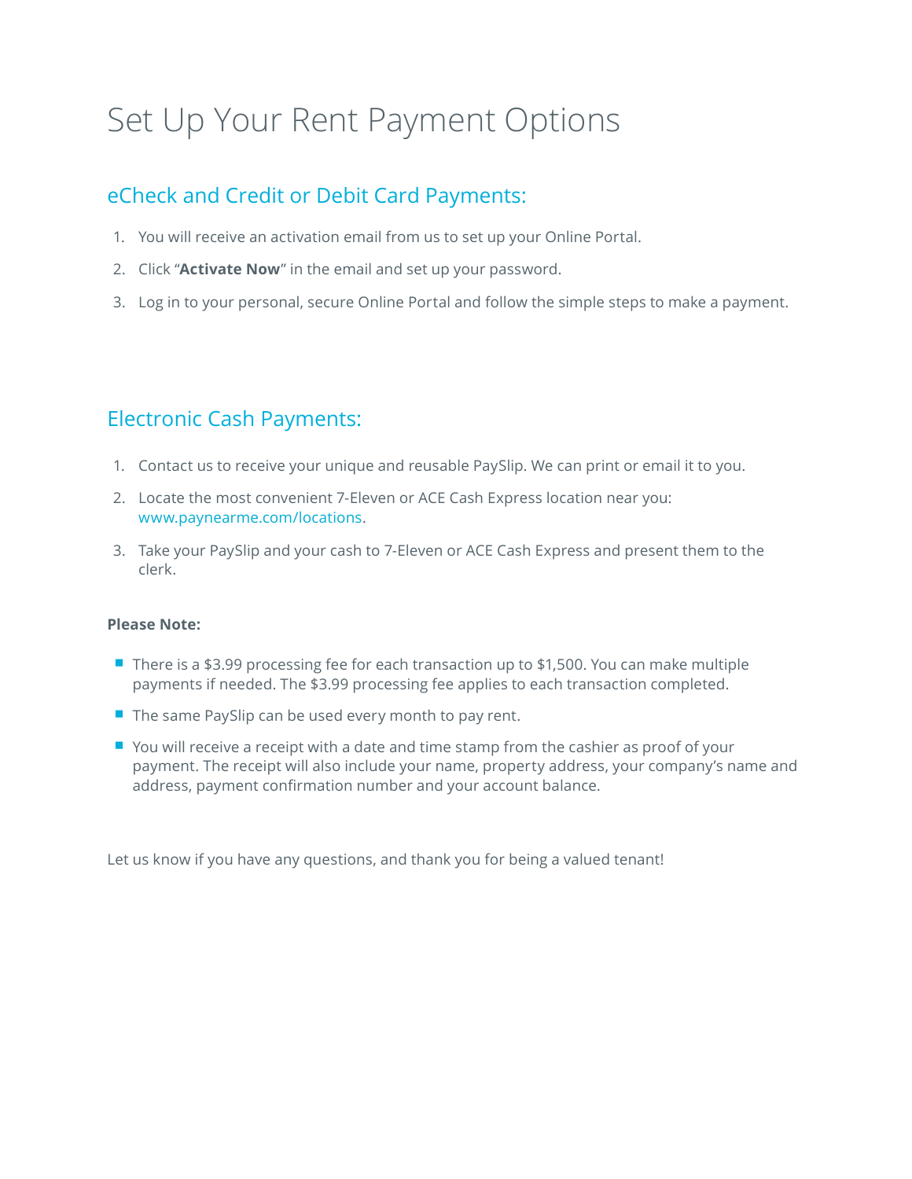# Set Up Your Rent Payment Options

## eCheck and Credit or Debit Card Payments:

1. You will receive an activation email from us to set up your Online Portal.
2. Click "**Activate Now**" in the email and set up your password.
3. Log in to your personal, secure Online Portal and follow the simple steps to make a payment.

## Electronic Cash Payments:

1. Contact us to receive your unique and reusable PaySlip. We can print or email it to you.
2. Locate the most convenient 7-Eleven or ACE Cash Express location near you: www.paynearme.com/locations.
3. Take your PaySlip and your cash to 7-Eleven or ACE Cash Express and present them to the clerk.

**Please Note:**

- There is a $3.99 processing fee for each transaction up to $1,500. You can make multiple payments if needed. The $3.99 processing fee applies to each transaction completed.
- The same PaySlip can be used every month to pay rent.
- You will receive a receipt with a date and time stamp from the cashier as proof of your payment. The receipt will also include your name, property address, your company's name and address, payment confirmation number and your account balance.

Let us know if you have any questions, and thank you for being a valued tenant!